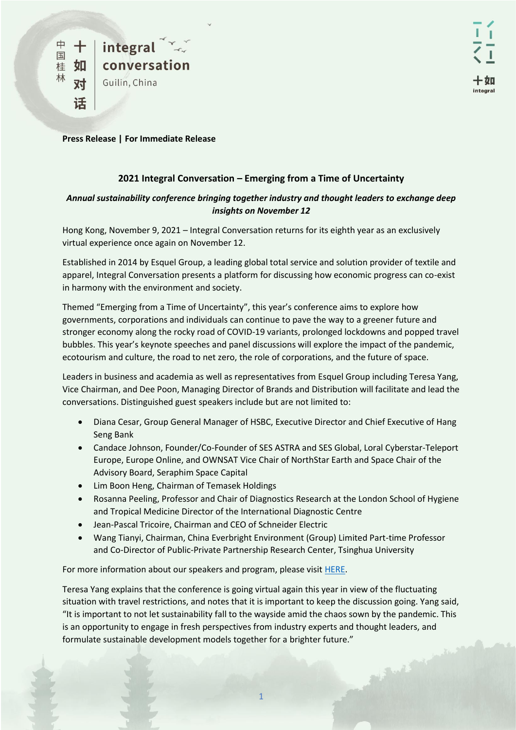中国桂林 十如对话 integral conversation Guilin, China

**Press Release | For Immediate Release**

## 2021 Integral Conversation – Emerging from a Time of Uncertainty

***Annual sustainability conference bringing together industry and thought leaders to exchange deep insights on November 12***

Hong Kong, November 9, 2021 – Integral Conversation returns for its eighth year as an exclusively virtual experience once again on November 12.

Established in 2014 by Esquel Group, a leading global total service and solution provider of textile and apparel, Integral Conversation presents a platform for discussing how economic progress can co-exist in harmony with the environment and society.

Themed "Emerging from a Time of Uncertainty", this year's conference aims to explore how governments, corporations and individuals can continue to pave the way to a greener future and stronger economy along the rocky road of COVID-19 variants, prolonged lockdowns and popped travel bubbles. This year's keynote speeches and panel discussions will explore the impact of the pandemic, ecotourism and culture, the road to net zero, the role of corporations, and the future of space.

Leaders in business and academia as well as representatives from Esquel Group including Teresa Yang, Vice Chairman, and Dee Poon, Managing Director of Brands and Distribution will facilitate and lead the conversations. Distinguished guest speakers include but are not limited to:

- Diana Cesar, Group General Manager of HSBC, Executive Director and Chief Executive of Hang Seng Bank
- Candace Johnson, Founder/Co-Founder of SES ASTRA and SES Global, Loral Cyberstar-Teleport Europe, Europe Online, and OWNSAT Vice Chair of NorthStar Earth and Space Chair of the Advisory Board, Seraphim Space Capital
- Lim Boon Heng, Chairman of Temasek Holdings
- Rosanna Peeling, Professor and Chair of Diagnostics Research at the London School of Hygiene and Tropical Medicine Director of the International Diagnostic Centre
- Jean-Pascal Tricoire, Chairman and CEO of Schneider Electric
- Wang Tianyi, Chairman, China Everbright Environment (Group) Limited Part-time Professor and Co-Director of Public-Private Partnership Research Center, Tsinghua University

For more information about our speakers and program, please visit HERE.

Teresa Yang explains that the conference is going virtual again this year in view of the fluctuating situation with travel restrictions, and notes that it is important to keep the discussion going. Yang said, "It is important to not let sustainability fall to the wayside amid the chaos sown by the pandemic. This is an opportunity to engage in fresh perspectives from industry experts and thought leaders, and formulate sustainable development models together for a brighter future."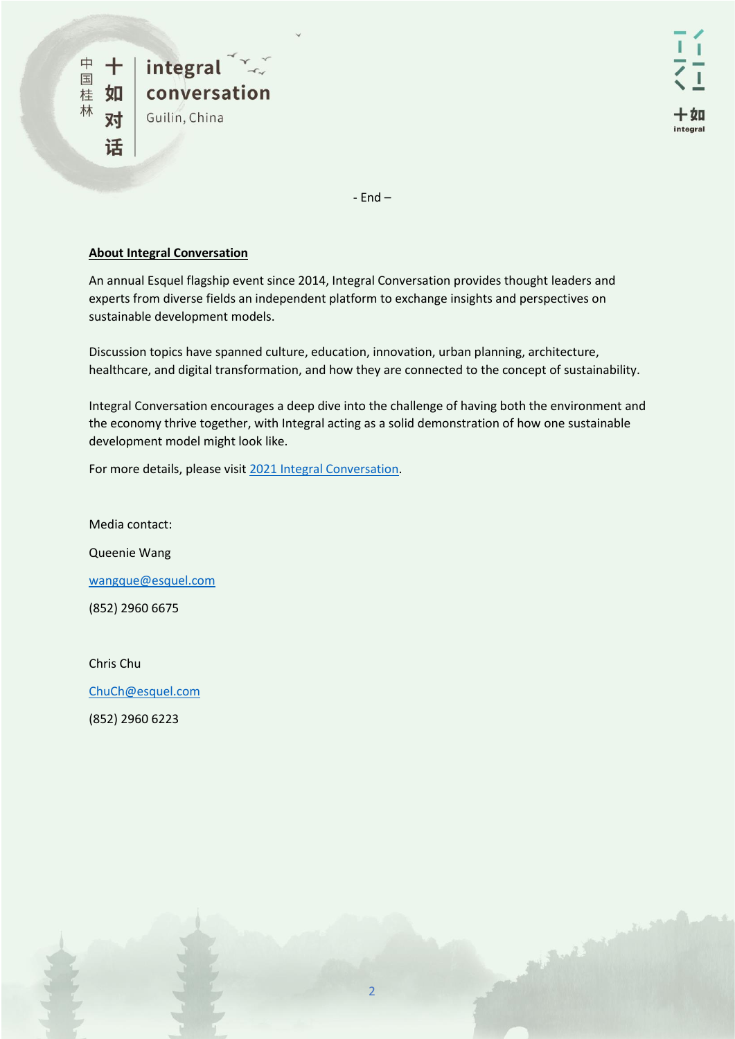- End –

**About Integral Conversation**

An annual Esquel flagship event since 2014, Integral Conversation provides thought leaders and experts from diverse fields an independent platform to exchange insights and perspectives on sustainable development models.

Discussion topics have spanned culture, education, innovation, urban planning, architecture, healthcare, and digital transformation, and how they are connected to the concept of sustainability.

Integral Conversation encourages a deep dive into the challenge of having both the environment and the economy thrive together, with Integral acting as a solid demonstration of how one sustainable development model might look like.

For more details, please visit [2021 Integral Conversation](#).

Media contact:

Queenie Wang

[wangque@esquel.com](mailto:wangque@esquel.com)

(852) 2960 6675

Chris Chu

[ChuCh@esquel.com](mailto:ChuCh@esquel.com)

(852) 2960 6223